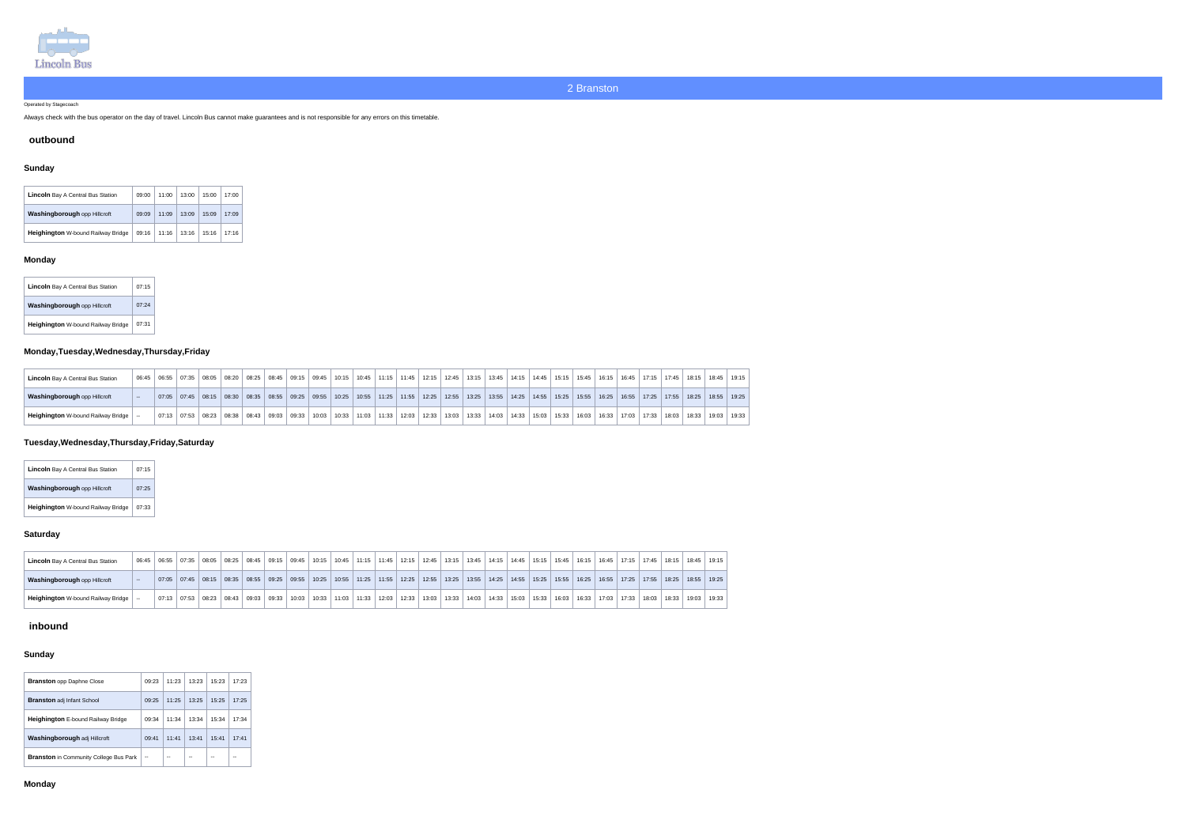Lincoln Bus

# 2 Branston

Operated by Stagecoach

Always check with the bus operator on the day of travel. Lincoln Bus cannot make guarantees and is not responsible for any errors on this timetable.

## outbound

### Sunday

| | | | | | |
|---|---|---|---|---|---|
| **Lincoln** Bay A Central Bus Station | 09:00 | 11:00 | 13:00 | 15:00 | 17:00 |
| **Washingborough** opp Hillcroft | 09:09 | 11:09 | 13:09 | 15:09 | 17:09 |
| **Heighington** W-bound Railway Bridge | 09:16 | 11:16 | 13:16 | 15:16 | 17:16 |

### Monday

| | |
|---|---|
| **Lincoln** Bay A Central Bus Station | 07:15 |
| **Washingborough** opp Hillcroft | 07:24 |
| **Heighington** W-bound Railway Bridge | 07:31 |

### Monday,Tuesday,Wednesday,Thursday,Friday

| | | | | | | | | | | | | | | | | | | | | | | | | | | | | | |
|---|---|---|---|---|---|---|---|---|---|---|---|---|---|---|---|---|---|---|---|---|---|---|---|---|---|---|---|---|---|
| **Lincoln** Bay A Central Bus Station | 06:45 | 06:55 | 07:35 | 08:05 | 08:20 | 08:25 | 08:45 | 09:15 | 09:45 | 10:15 | 10:45 | 11:15 | 11:45 | 12:15 | 12:45 | 13:15 | 13:45 | 14:15 | 14:45 | 15:15 | 15:45 | 16:15 | 16:45 | 17:15 | 17:45 | 18:15 | 18:45 | 19:15 |
| **Washingborough** opp Hillcroft | -- | 07:05 | 07:45 | 08:15 | 08:30 | 08:35 | 08:55 | 09:25 | 09:55 | 10:25 | 10:55 | 11:25 | 11:55 | 12:25 | 12:55 | 13:25 | 13:55 | 14:25 | 14:55 | 15:25 | 15:55 | 16:25 | 16:55 | 17:25 | 17:55 | 18:25 | 18:55 | 19:25 |
| **Heighington** W-bound Railway Bridge | -- | 07:13 | 07:53 | 08:23 | 08:38 | 08:43 | 09:03 | 09:33 | 10:03 | 10:33 | 11:03 | 11:33 | 12:03 | 12:33 | 13:03 | 13:33 | 14:03 | 14:33 | 15:03 | 15:33 | 16:03 | 16:33 | 17:03 | 17:33 | 18:03 | 18:33 | 19:03 | 19:33 |

### Tuesday,Wednesday,Thursday,Friday,Saturday

| | |
|---|---|
| **Lincoln** Bay A Central Bus Station | 07:15 |
| **Washingborough** opp Hillcroft | 07:25 |
| **Heighington** W-bound Railway Bridge | 07:33 |

### Saturday

| | | | | | | | | | | | | | | | | | | | | | | | | | | | |
|---|---|---|---|---|---|---|---|---|---|---|---|---|---|---|---|---|---|---|---|---|---|---|---|---|---|---|---|
| **Lincoln** Bay A Central Bus Station | 06:45 | 06:55 | 07:35 | 08:05 | 08:25 | 08:45 | 09:15 | 09:45 | 10:15 | 10:45 | 11:15 | 11:45 | 12:15 | 12:45 | 13:15 | 13:45 | 14:15 | 14:45 | 15:15 | 15:45 | 16:15 | 16:45 | 17:15 | 17:45 | 18:15 | 18:45 | 19:15 |
| **Washingborough** opp Hillcroft | -- | 07:05 | 07:45 | 08:15 | 08:35 | 08:55 | 09:25 | 09:55 | 10:25 | 10:55 | 11:25 | 11:55 | 12:25 | 12:55 | 13:25 | 13:55 | 14:25 | 14:55 | 15:25 | 15:55 | 16:25 | 16:55 | 17:25 | 17:55 | 18:25 | 18:55 | 19:25 |
| **Heighington** W-bound Railway Bridge | -- | 07:13 | 07:53 | 08:23 | 08:43 | 09:03 | 09:33 | 10:03 | 10:33 | 11:03 | 11:33 | 12:03 | 12:33 | 13:03 | 13:33 | 14:03 | 14:33 | 15:03 | 15:33 | 16:03 | 16:33 | 17:03 | 17:33 | 18:03 | 18:33 | 19:03 | 19:33 |

## inbound

### Sunday

| | | | | | |
|---|---|---|---|---|---|
| **Branston** opp Daphne Close | 09:23 | 11:23 | 13:23 | 15:23 | 17:23 |
| **Branston** adj Infant School | 09:25 | 11:25 | 13:25 | 15:25 | 17:25 |
| **Heighington** E-bound Railway Bridge | 09:34 | 11:34 | 13:34 | 15:34 | 17:34 |
| **Washingborough** adj Hillcroft | 09:41 | 11:41 | 13:41 | 15:41 | 17:41 |
| **Branston** in Community College Bus Park | -- | -- | -- | -- | -- |

### Monday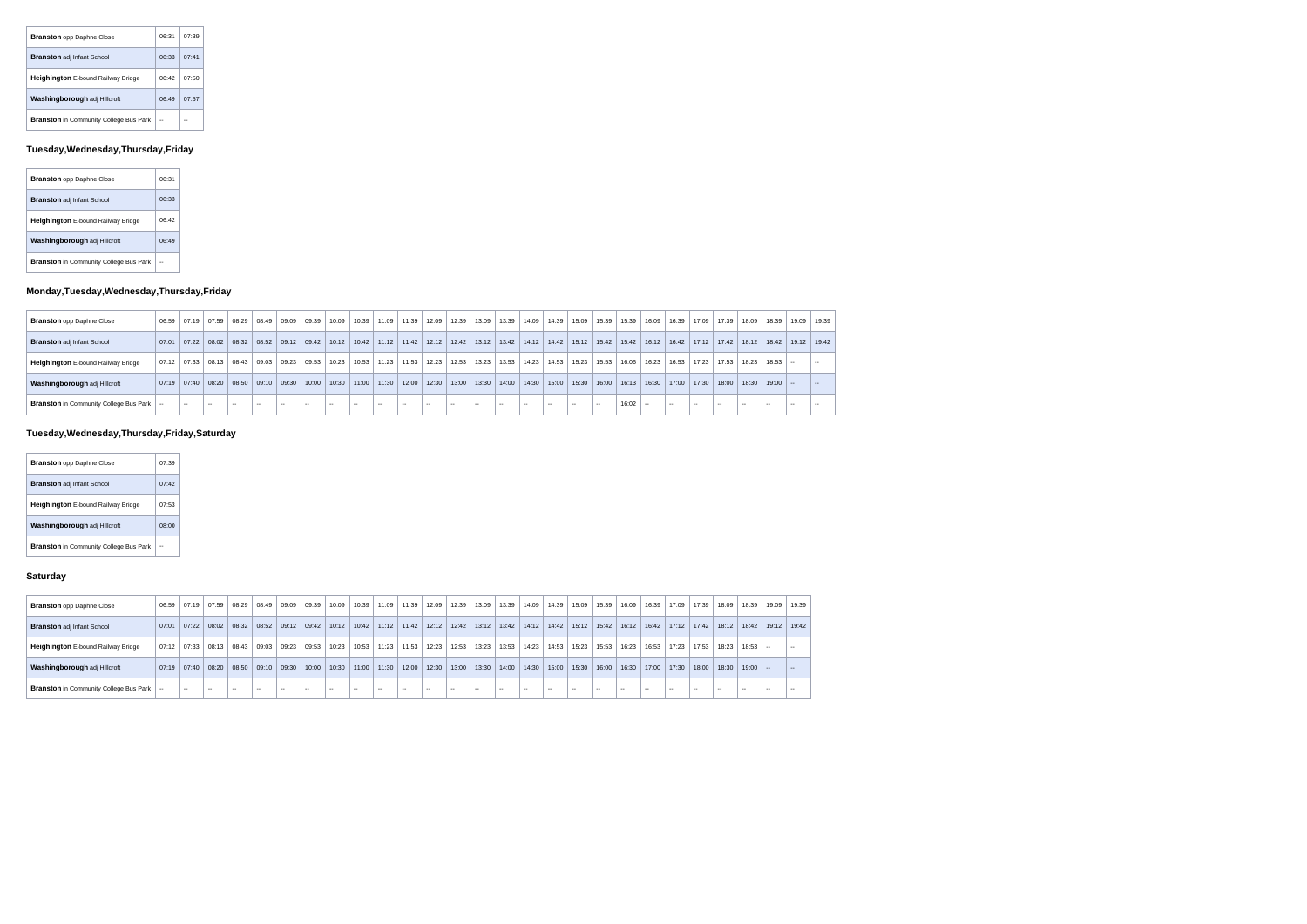| | | |
|---|---|---|
| **Branston** opp Daphne Close | 06:31 | 07:39 |
| **Branston** adj Infant School | 06:33 | 07:41 |
| **Heighington** E-bound Railway Bridge | 06:42 | 07:50 |
| **Washingborough** adj Hillcroft | 06:49 | 07:57 |
| **Branston** in Community College Bus Park | -- | -- |

### Tuesday,Wednesday,Thursday,Friday

| | |
|---|---|
| **Branston** opp Daphne Close | 06:31 |
| **Branston** adj Infant School | 06:33 |
| **Heighington** E-bound Railway Bridge | 06:42 |
| **Washingborough** adj Hillcroft | 06:49 |
| **Branston** in Community College Bus Park | -- |

### Monday,Tuesday,Wednesday,Thursday,Friday

| | | | | | | | | | | | | | | | | | | | | | | | | | | | | |
|---|---|---|---|---|---|---|---|---|---|---|---|---|---|---|---|---|---|---|---|---|---|---|---|---|---|---|---|---|
| **Branston** opp Daphne Close | 06:59 | 07:19 | 07:59 | 08:29 | 08:49 | 09:09 | 09:39 | 10:09 | 10:39 | 11:09 | 11:39 | 12:09 | 12:39 | 13:09 | 13:39 | 14:09 | 14:39 | 15:09 | 15:39 | 15:39 | 16:09 | 16:39 | 17:09 | 17:39 | 18:09 | 18:39 | 19:09 | 19:39 |
| **Branston** adj Infant School | 07:01 | 07:22 | 08:02 | 08:32 | 08:52 | 09:12 | 09:42 | 10:12 | 10:42 | 11:12 | 11:42 | 12:12 | 12:42 | 13:12 | 13:42 | 14:12 | 14:42 | 15:12 | 15:42 | 15:42 | 16:12 | 16:42 | 17:12 | 17:42 | 18:12 | 18:42 | 19:12 | 19:42 |
| **Heighington** E-bound Railway Bridge | 07:12 | 07:33 | 08:13 | 08:43 | 09:03 | 09:23 | 09:53 | 10:23 | 10:53 | 11:23 | 11:53 | 12:23 | 12:53 | 13:23 | 13:53 | 14:23 | 14:53 | 15:23 | 15:53 | 16:06 | 16:23 | 16:53 | 17:23 | 17:53 | 18:23 | 18:53 | -- | -- |
| **Washingborough** adj Hillcroft | 07:19 | 07:40 | 08:20 | 08:50 | 09:10 | 09:30 | 10:00 | 10:30 | 11:00 | 11:30 | 12:00 | 12:30 | 13:00 | 13:30 | 14:00 | 14:30 | 15:00 | 15:30 | 16:00 | 16:13 | 16:30 | 17:00 | 17:30 | 18:00 | 18:30 | 19:00 | -- | -- |
| **Branston** in Community College Bus Park | -- | -- | -- | -- | -- | -- | -- | -- | -- | -- | -- | -- | -- | -- | -- | -- | -- | -- | -- | 16:02 | -- | -- | -- | -- | -- | -- | -- | -- |

### Tuesday,Wednesday,Thursday,Friday,Saturday

| | |
|---|---|
| **Branston** opp Daphne Close | 07:39 |
| **Branston** adj Infant School | 07:42 |
| **Heighington** E-bound Railway Bridge | 07:53 |
| **Washingborough** adj Hillcroft | 08:00 |
| **Branston** in Community College Bus Park | -- |

### Saturday

| | | | | | | | | | | | | | | | | | | | | | | | | | | | |
|---|---|---|---|---|---|---|---|---|---|---|---|---|---|---|---|---|---|---|---|---|---|---|---|---|---|---|---|
| **Branston** opp Daphne Close | 06:59 | 07:19 | 07:59 | 08:29 | 08:49 | 09:09 | 09:39 | 10:09 | 10:39 | 11:09 | 11:39 | 12:09 | 12:39 | 13:09 | 13:39 | 14:09 | 14:39 | 15:09 | 15:39 | 16:09 | 16:39 | 17:09 | 17:39 | 18:09 | 18:39 | 19:09 | 19:39 |
| **Branston** adj Infant School | 07:01 | 07:22 | 08:02 | 08:32 | 08:52 | 09:12 | 09:42 | 10:12 | 10:42 | 11:12 | 11:42 | 12:12 | 12:42 | 13:12 | 13:42 | 14:12 | 14:42 | 15:12 | 15:42 | 16:12 | 16:42 | 17:12 | 17:42 | 18:12 | 18:42 | 19:12 | 19:42 |
| **Heighington** E-bound Railway Bridge | 07:12 | 07:33 | 08:13 | 08:43 | 09:03 | 09:23 | 09:53 | 10:23 | 10:53 | 11:23 | 11:53 | 12:23 | 12:53 | 13:23 | 13:53 | 14:23 | 14:53 | 15:23 | 15:53 | 16:23 | 16:53 | 17:23 | 17:53 | 18:23 | 18:53 | -- | -- |
| **Washingborough** adj Hillcroft | 07:19 | 07:40 | 08:20 | 08:50 | 09:10 | 09:30 | 10:00 | 10:30 | 11:00 | 11:30 | 12:00 | 12:30 | 13:00 | 13:30 | 14:00 | 14:30 | 15:00 | 15:30 | 16:00 | 16:30 | 17:00 | 17:30 | 18:00 | 18:30 | 19:00 | -- | -- |
| **Branston** in Community College Bus Park | -- | -- | -- | -- | -- | -- | -- | -- | -- | -- | -- | -- | -- | -- | -- | -- | -- | -- | -- | -- | -- | -- | -- | -- | -- | -- | -- |